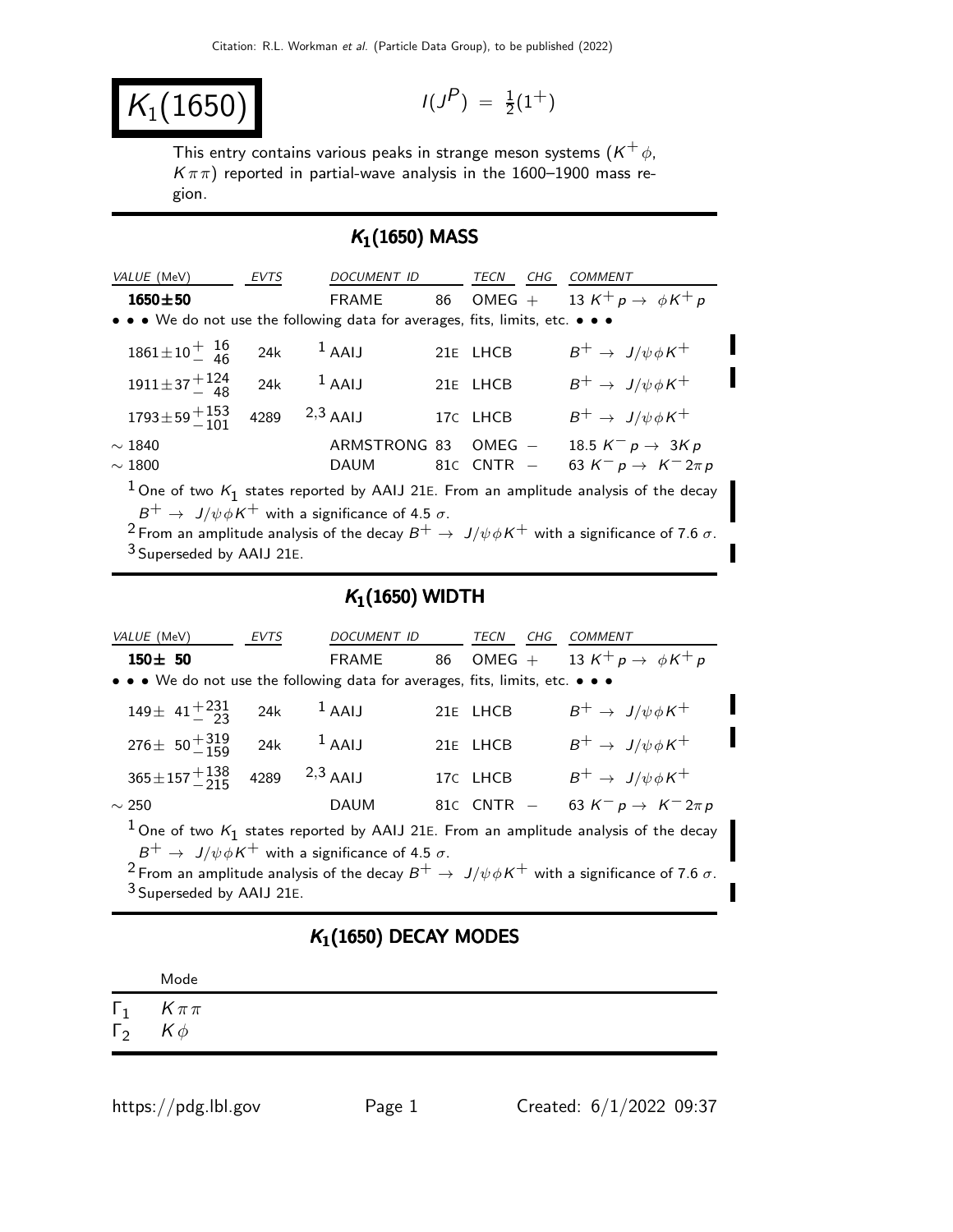# $K_1(1650)$

$I(J^P) = \frac{1}{2}(1^+)$

This entry contains various peaks in strange meson systems ($K^+\phi$, $K\pi\pi$) reported in partial-wave analysis in the 1600–1900 mass region.

## $K_1(1650)$ MASS

| VALUE (MeV) | EVTS | DOCUMENT ID | | TECN | CHG | COMMENT |
|---|---|---|---|---|---|---|
| **1650±50** | | FRAME | 86 | OMEG | + | 13 $K^+ p \to \phi K^+ p$ |
| • • • We do not use the following data for averages, fits, limits, etc. • • • | | | | | | |
| $1861 \pm 10^{+16}_{-46}$ | 24k | [1] AAIJ | 21E | LHCB | | $B^+ \to J/\psi \phi K^+$ |
| $1911 \pm 37^{+124}_{-48}$ | 24k | [1] AAIJ | 21E | LHCB | | $B^+ \to J/\psi \phi K^+$ |
| $1793 \pm 59^{+153}_{-101}$ | 4289 | [2,3] AAIJ | 17C | LHCB | | $B^+ \to J/\psi \phi K^+$ |
| $\sim 1840$ | | ARMSTRONG | 83 | OMEG | − | 18.5 $K^- p \to 3K p$ |
| $\sim 1800$ | | DAUM | 81C | CNTR | − | 63 $K^- p \to K^- 2\pi p$ |

[1] One of two $K_1$ states reported by AAIJ 21E. From an amplitude analysis of the decay $B^+ \to J/\psi \phi K^+$ with a significance of 4.5 $\sigma$.
[2] From an amplitude analysis of the decay $B^+ \to J/\psi \phi K^+$ with a significance of 7.6 $\sigma$.
[3] Superseded by AAIJ 21E.

## $K_1(1650)$ WIDTH

| VALUE (MeV) | EVTS | DOCUMENT ID | | TECN | CHG | COMMENT |
|---|---|---|---|---|---|---|
| **150± 50** | | FRAME | 86 | OMEG | + | 13 $K^+ p \to \phi K^+ p$ |
| • • • We do not use the following data for averages, fits, limits, etc. • • • | | | | | | |
| $149 \pm 41^{+231}_{-23}$ | 24k | [1] AAIJ | 21E | LHCB | | $B^+ \to J/\psi \phi K^+$ |
| $276 \pm 50^{+319}_{-159}$ | 24k | [1] AAIJ | 21E | LHCB | | $B^+ \to J/\psi \phi K^+$ |
| $365 \pm 157^{+138}_{-215}$ | 4289 | [2,3] AAIJ | 17C | LHCB | | $B^+ \to J/\psi \phi K^+$ |
| $\sim 250$ | | DAUM | 81C | CNTR | − | 63 $K^- p \to K^- 2\pi p$ |

[1] One of two $K_1$ states reported by AAIJ 21E. From an amplitude analysis of the decay $B^+ \to J/\psi \phi K^+$ with a significance of 4.5 $\sigma$.
[2] From an amplitude analysis of the decay $B^+ \to J/\psi \phi K^+$ with a significance of 7.6 $\sigma$.
[3] Superseded by AAIJ 21E.

## $K_1(1650)$ DECAY MODES

| | Mode |
|---|---|
| $\Gamma_1$ | $K\pi\pi$ |
| $\Gamma_2$ | $K\phi$ |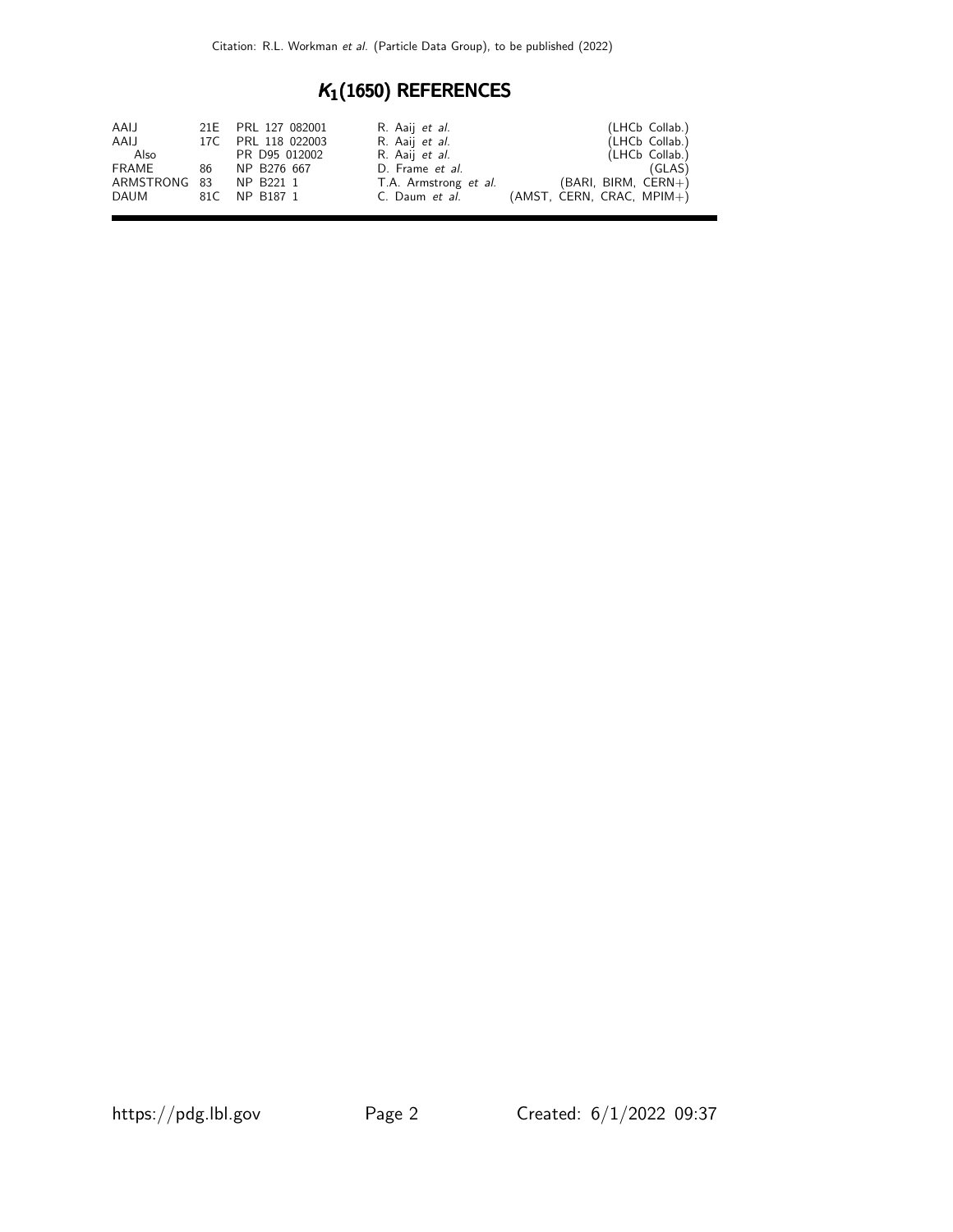# $K_1(1650)$ REFERENCES

| | | | | |
|---|---|---|---|---|
| AAIJ | 21E | PRL 127 082001 | R. Aaij *et al.* | (LHCb Collab.) |
| AAIJ | 17C | PRL 118 022003 | R. Aaij *et al.* | (LHCb Collab.) |
| Also | | PR D95 012002 | R. Aaij *et al.* | (LHCb Collab.) |
| FRAME | 86 | NP B276 667 | D. Frame *et al.* | (GLAS) |
| ARMSTRONG | 83 | NP B221 1 | T.A. Armstrong *et al.* | (BARI, BIRM, CERN+) |
| DAUM | 81C | NP B187 1 | C. Daum *et al.* | (AMST, CERN, CRAC, MPIM+) |